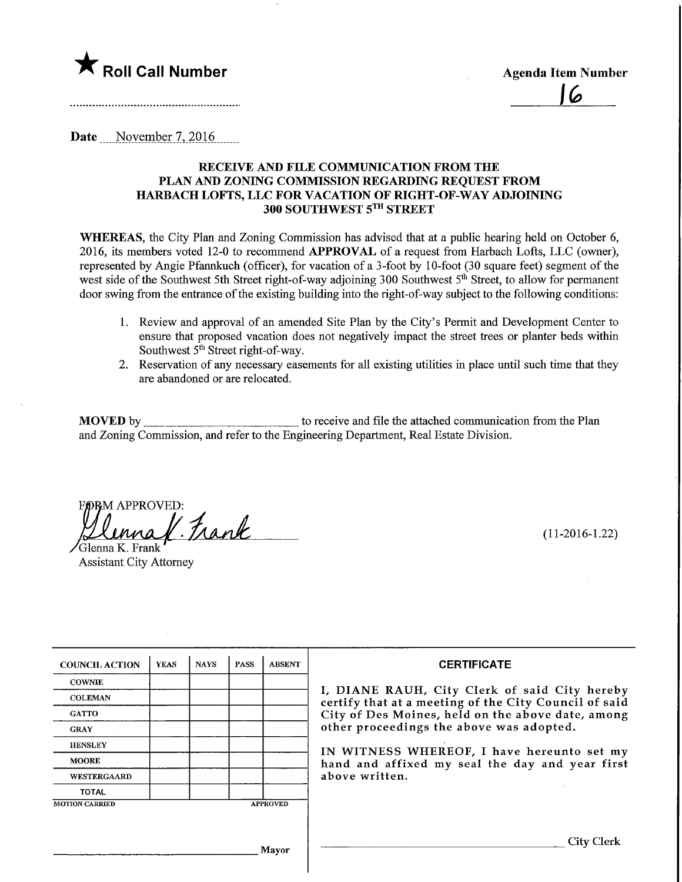★ **Roll Call Number**

.........................................................

**Agenda Item Number**

16

**Date** November 7, 2016

### RECEIVE AND FILE COMMUNICATION FROM THE PLAN AND ZONING COMMISSION REGARDING REQUEST FROM HARBACH LOFTS, LLC FOR VACATION OF RIGHT-OF-WAY ADJOINING 300 SOUTHWEST 5TH STREET

**WHEREAS**, the City Plan and Zoning Commission has advised that at a public hearing held on October 6, 2016, its members voted 12-0 to recommend **APPROVAL** of a request from Harbach Lofts, LLC (owner), represented by Angie Pfannkuch (officer), for vacation of a 3-foot by 10-foot (30 square feet) segment of the west side of the Southwest 5th Street right-of-way adjoining 300 Southwest 5th Street, to allow for permanent door swing from the entrance of the existing building into the right-of-way subject to the following conditions:

1. Review and approval of an amended Site Plan by the City's Permit and Development Center to ensure that proposed vacation does not negatively impact the street trees or planter beds within Southwest 5th Street right-of-way.
2. Reservation of any necessary easements for all existing utilities in place until such time that they are abandoned or are relocated.

**MOVED** by \_\_\_\_\_\_\_\_\_\_\_\_\_\_\_\_\_\_\_\_\_\_\_\_ to receive and file the attached communication from the Plan and Zoning Commission, and refer to the Engineering Department, Real Estate Division.

FORM APPROVED:

Glenna K. Frank
Glenna K. Frank
Assistant City Attorney

(11-2016-1.22)

| COUNCIL ACTION | YEAS | NAYS | PASS | ABSENT |
|---|---|---|---|---|
| COWNIE | | | | |
| COLEMAN | | | | |
| GATTO | | | | |
| GRAY | | | | |
| HENSLEY | | | | |
| MOORE | | | | |
| WESTERGAARD | | | | |
| TOTAL | | | | |

MOTION CARRIED APPROVED

\_\_\_\_\_\_\_\_\_\_\_\_\_\_\_\_\_\_\_\_\_\_\_\_ Mayor

**CERTIFICATE**

I, DIANE RAUH, City Clerk of said City hereby certify that at a meeting of the City Council of said City of Des Moines, held on the above date, among other proceedings the above was adopted.

IN WITNESS WHEREOF, I have hereunto set my hand and affixed my seal the day and year first above written.

\_\_\_\_\_\_\_\_\_\_\_\_\_\_\_\_\_\_\_\_\_\_\_\_ City Clerk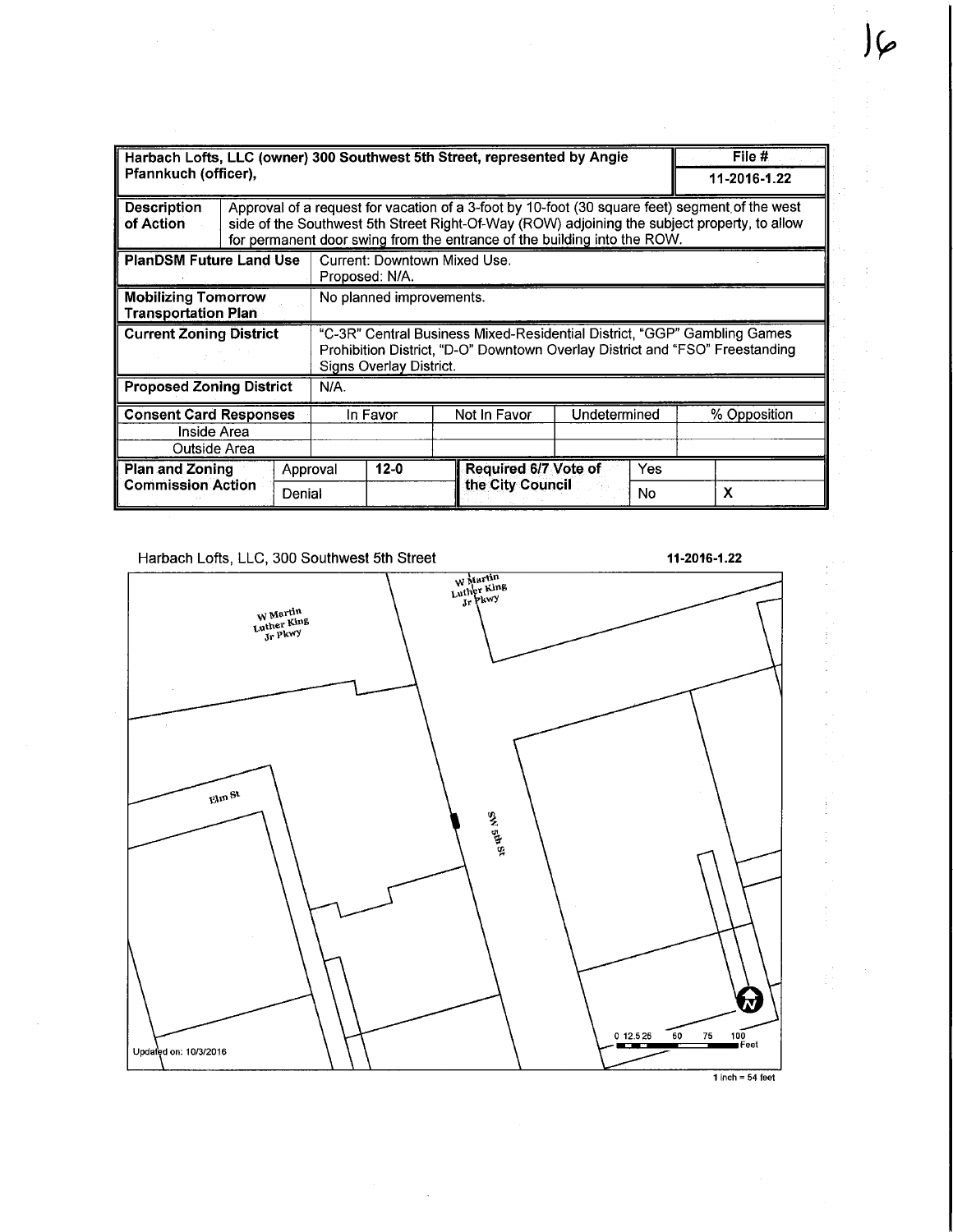| Harbach Lofts, LLC (owner) 300 Southwest 5th Street, represented by Angie Pfannkuch (officer), | | | | | | | File # |
|---|---|---|---|---|---|---|---|
| | | | | | | | 11-2016-1.22 |
| **Description of Action** | Approval of a request for vacation of a 3-foot by 10-foot (30 square feet) segment of the west side of the Southwest 5th Street Right-Of-Way (ROW) adjoining the subject property, to allow for permanent door swing from the entrance of the building into the ROW. | | | | | | |
| **PlanDSM Future Land Use** | Current: Downtown Mixed Use. Proposed: N/A. | | | | | | |
| **Mobilizing Tomorrow Transportation Plan** | No planned improvements. | | | | | | |
| **Current Zoning District** | "C-3R" Central Business Mixed-Residential District, "GGP" Gambling Games Prohibition District, "D-O" Downtown Overlay District and "FSO" Freestanding Signs Overlay District. | | | | | | |
| **Proposed Zoning District** | N/A. | | | | | | |
| **Consent Card Responses** | | In Favor | Not In Favor | Undetermined | | % Opposition | |
| Inside Area | | | | | | | |
| Outside Area | | | | | | | |
| **Plan and Zoning Commission Action** | Approval | 12-0 | **Required 6/7 Vote of the City Council** | Yes | | | |
| | Denial | | | No | | X | |

Harbach Lofts, LLC, 300 Southwest 5th Street

**11-2016-1.22**

W Martin Luther King Jr Pkwy

W Martin Luther King Jr Pkwy

Elm St

SW 5th St

0 12.5 25 50 75 100 Feet

Updated on: 10/3/2016

1 inch = 54 feet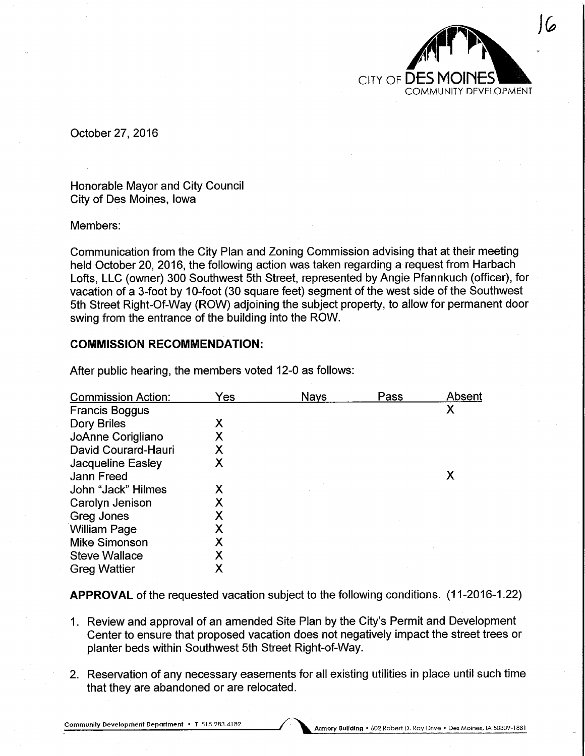16

CITY OF DES MOINES
COMMUNITY DEVELOPMENT

October 27, 2016

Honorable Mayor and City Council
City of Des Moines, Iowa

Members:

Communication from the City Plan and Zoning Commission advising that at their meeting held October 20, 2016, the following action was taken regarding a request from Harbach Lofts, LLC (owner) 300 Southwest 5th Street, represented by Angie Pfannkuch (officer), for vacation of a 3-foot by 10-foot (30 square feet) segment of the west side of the Southwest 5th Street Right-Of-Way (ROW) adjoining the subject property, to allow for permanent door swing from the entrance of the building into the ROW.

## COMMISSION RECOMMENDATION:

After public hearing, the members voted 12-0 as follows:

| Commission Action: | Yes | Nays | Pass | Absent |
|---|---|---|---|---|
| Francis Boggus | | | | X |
| Dory Briles | X | | | |
| JoAnne Corigliano | X | | | |
| David Courard-Hauri | X | | | |
| Jacqueline Easley | X | | | |
| Jann Freed | | | | X |
| John "Jack" Hilmes | X | | | |
| Carolyn Jenison | X | | | |
| Greg Jones | X | | | |
| William Page | X | | | |
| Mike Simonson | X | | | |
| Steve Wallace | X | | | |
| Greg Wattier | X | | | |

**APPROVAL** of the requested vacation subject to the following conditions. (11-2016-1.22)

1. Review and approval of an amended Site Plan by the City's Permit and Development Center to ensure that proposed vacation does not negatively impact the street trees or planter beds within Southwest 5th Street Right-of-Way.

2. Reservation of any necessary easements for all existing utilities in place until such time that they are abandoned or are relocated.

Community Development Department • T 515.283.4182 Armory Building • 602 Robert D. Ray Drive • Des Moines, IA 50309-1881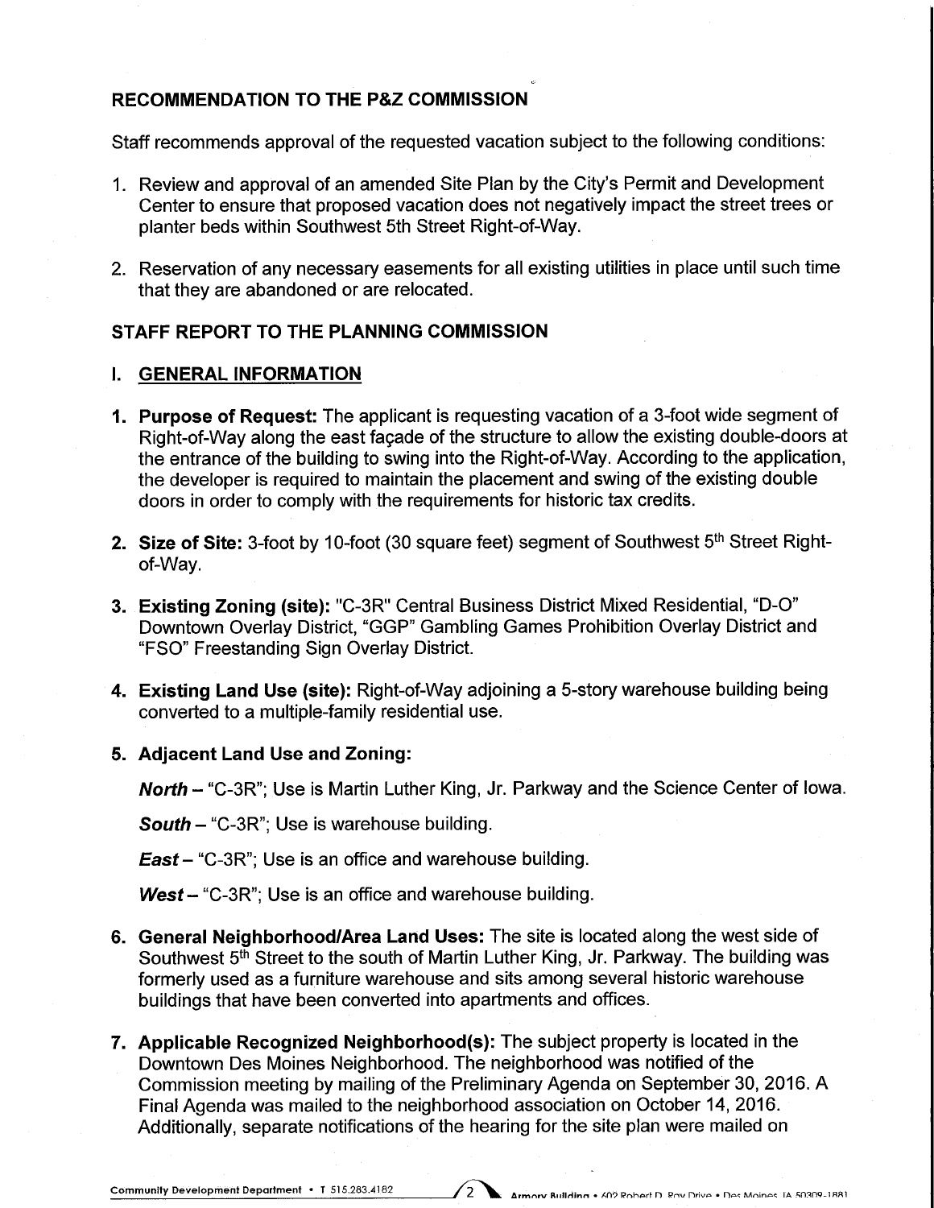## RECOMMENDATION TO THE P&Z COMMISSION

Staff recommends approval of the requested vacation subject to the following conditions:

1. Review and approval of an amended Site Plan by the City's Permit and Development Center to ensure that proposed vacation does not negatively impact the street trees or planter beds within Southwest 5th Street Right-of-Way.
2. Reservation of any necessary easements for all existing utilities in place until such time that they are abandoned or are relocated.

## STAFF REPORT TO THE PLANNING COMMISSION

### I. GENERAL INFORMATION

1. **Purpose of Request:** The applicant is requesting vacation of a 3-foot wide segment of Right-of-Way along the east façade of the structure to allow the existing double-doors at the entrance of the building to swing into the Right-of-Way. According to the application, the developer is required to maintain the placement and swing of the existing double doors in order to comply with the requirements for historic tax credits.

2. **Size of Site:** 3-foot by 10-foot (30 square feet) segment of Southwest 5th Street Right-of-Way.

3. **Existing Zoning (site):** "C-3R" Central Business District Mixed Residential, "D-O" Downtown Overlay District, "GGP" Gambling Games Prohibition Overlay District and "FSO" Freestanding Sign Overlay District.

4. **Existing Land Use (site):** Right-of-Way adjoining a 5-story warehouse building being converted to a multiple-family residential use.

5. **Adjacent Land Use and Zoning:**

   ***North*** – "C-3R"; Use is Martin Luther King, Jr. Parkway and the Science Center of Iowa.

   ***South*** – "C-3R"; Use is warehouse building.

   ***East*** – "C-3R"; Use is an office and warehouse building.

   ***West*** – "C-3R"; Use is an office and warehouse building.

6. **General Neighborhood/Area Land Uses:** The site is located along the west side of Southwest 5th Street to the south of Martin Luther King, Jr. Parkway. The building was formerly used as a furniture warehouse and sits among several historic warehouse buildings that have been converted into apartments and offices.

7. **Applicable Recognized Neighborhood(s):** The subject property is located in the Downtown Des Moines Neighborhood. The neighborhood was notified of the Commission meeting by mailing of the Preliminary Agenda on September 30, 2016. A Final Agenda was mailed to the neighborhood association on October 14, 2016. Additionally, separate notifications of the hearing for the site plan were mailed on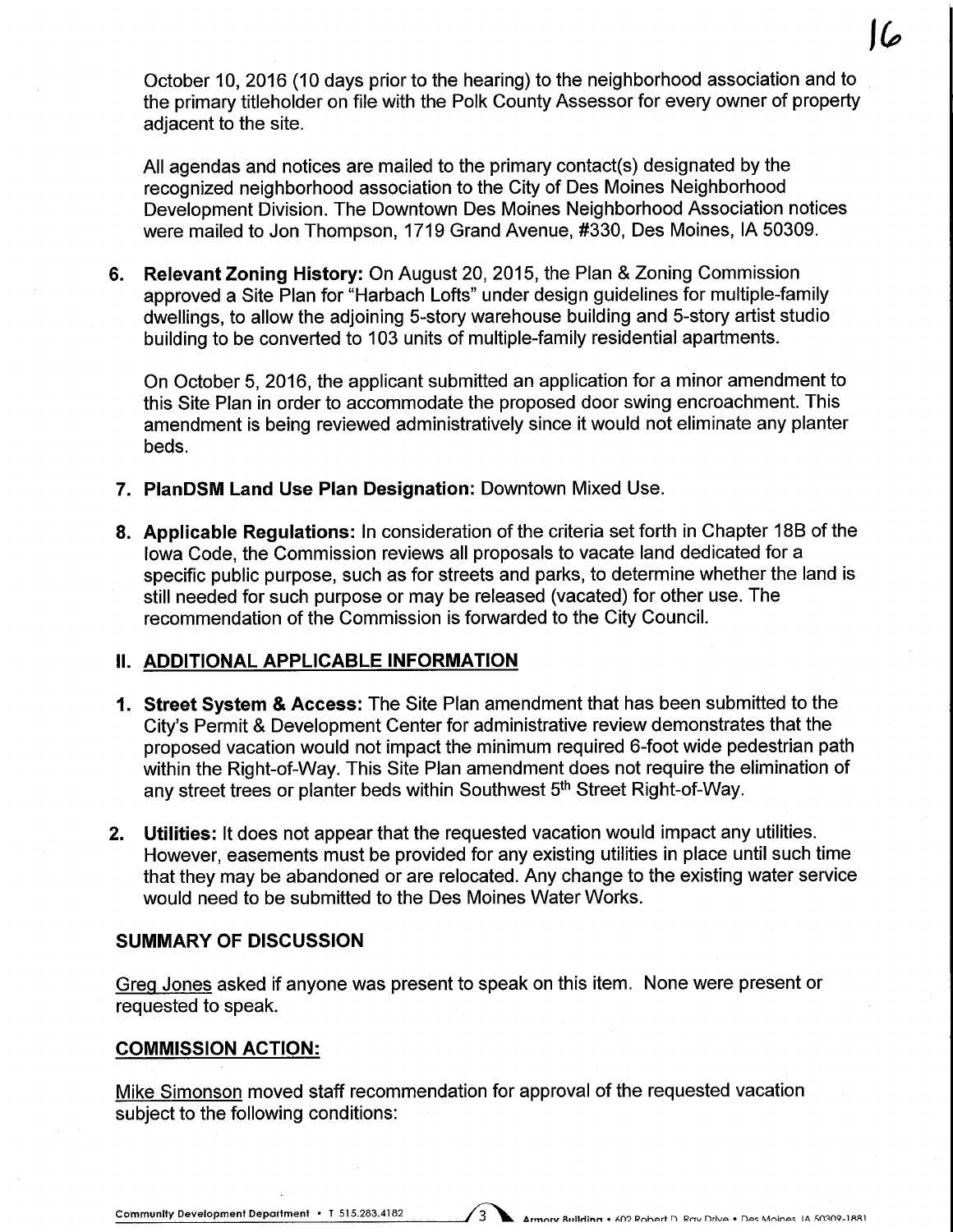October 10, 2016 (10 days prior to the hearing) to the neighborhood association and to the primary titleholder on file with the Polk County Assessor for every owner of property adjacent to the site.

All agendas and notices are mailed to the primary contact(s) designated by the recognized neighborhood association to the City of Des Moines Neighborhood Development Division. The Downtown Des Moines Neighborhood Association notices were mailed to Jon Thompson, 1719 Grand Avenue, #330, Des Moines, IA 50309.

6. **Relevant Zoning History:** On August 20, 2015, the Plan & Zoning Commission approved a Site Plan for "Harbach Lofts" under design guidelines for multiple-family dwellings, to allow the adjoining 5-story warehouse building and 5-story artist studio building to be converted to 103 units of multiple-family residential apartments.

   On October 5, 2016, the applicant submitted an application for a minor amendment to this Site Plan in order to accommodate the proposed door swing encroachment. This amendment is being reviewed administratively since it would not eliminate any planter beds.

7. **PlanDSM Land Use Plan Designation:** Downtown Mixed Use.

8. **Applicable Regulations:** In consideration of the criteria set forth in Chapter 18B of the Iowa Code, the Commission reviews all proposals to vacate land dedicated for a specific public purpose, such as for streets and parks, to determine whether the land is still needed for such purpose or may be released (vacated) for other use. The recommendation of the Commission is forwarded to the City Council.

## II. ADDITIONAL APPLICABLE INFORMATION

1. **Street System & Access:** The Site Plan amendment that has been submitted to the City's Permit & Development Center for administrative review demonstrates that the proposed vacation would not impact the minimum required 6-foot wide pedestrian path within the Right-of-Way. This Site Plan amendment does not require the elimination of any street trees or planter beds within Southwest 5th Street Right-of-Way.

2. **Utilities:** It does not appear that the requested vacation would impact any utilities. However, easements must be provided for any existing utilities in place until such time that they may be abandoned or are relocated. Any change to the existing water service would need to be submitted to the Des Moines Water Works.

## SUMMARY OF DISCUSSION

Greg Jones asked if anyone was present to speak on this item. None were present or requested to speak.

## COMMISSION ACTION:

Mike Simonson moved staff recommendation for approval of the requested vacation subject to the following conditions: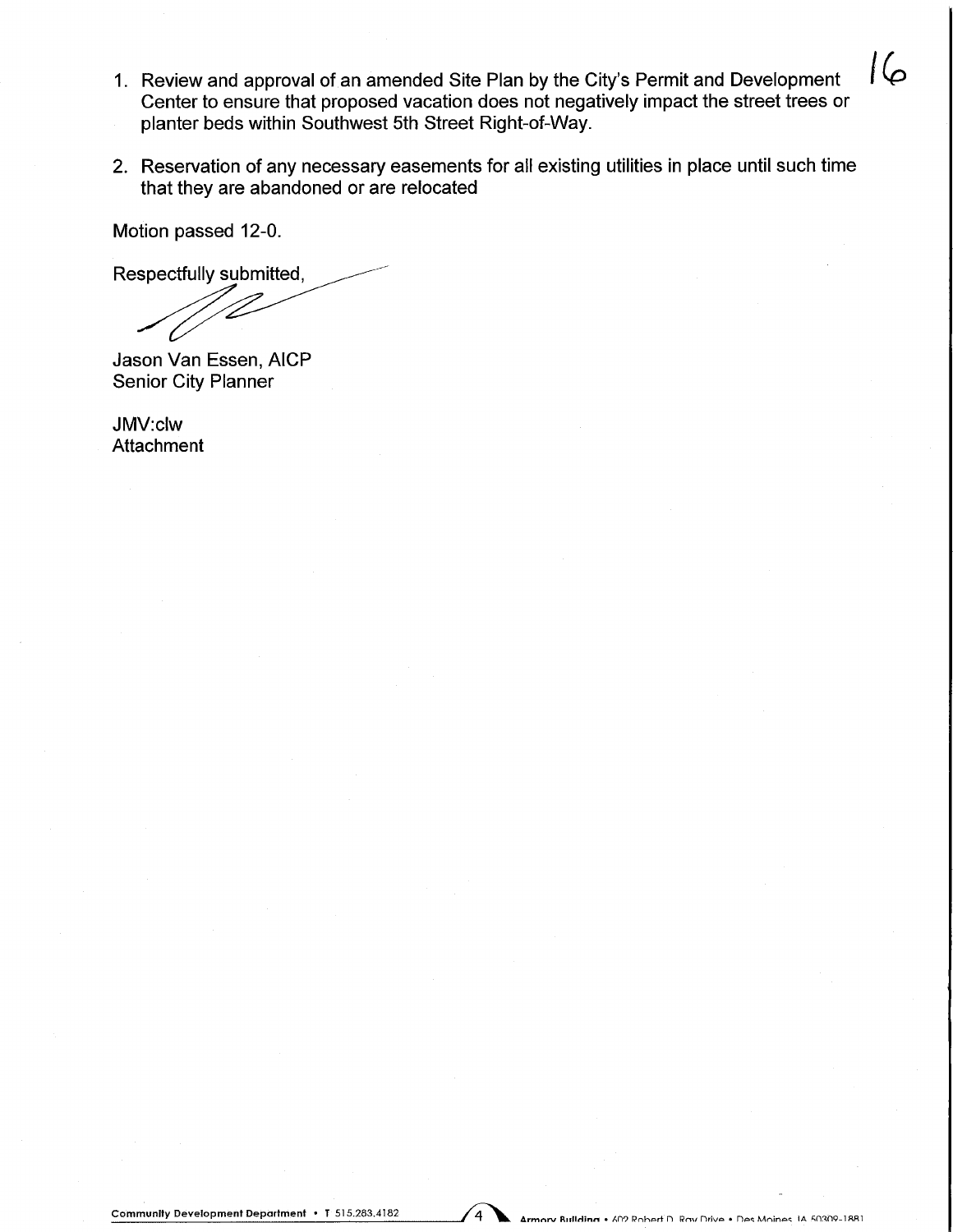1. Review and approval of an amended Site Plan by the City's Permit and Development Center to ensure that proposed vacation does not negatively impact the street trees or planter beds within Southwest 5th Street Right-of-Way.

2. Reservation of any necessary easements for all existing utilities in place until such time that they are abandoned or are relocated

Motion passed 12-0.

Respectfully submitted,

Jason Van Essen, AICP
Senior City Planner

JMV:clw
Attachment